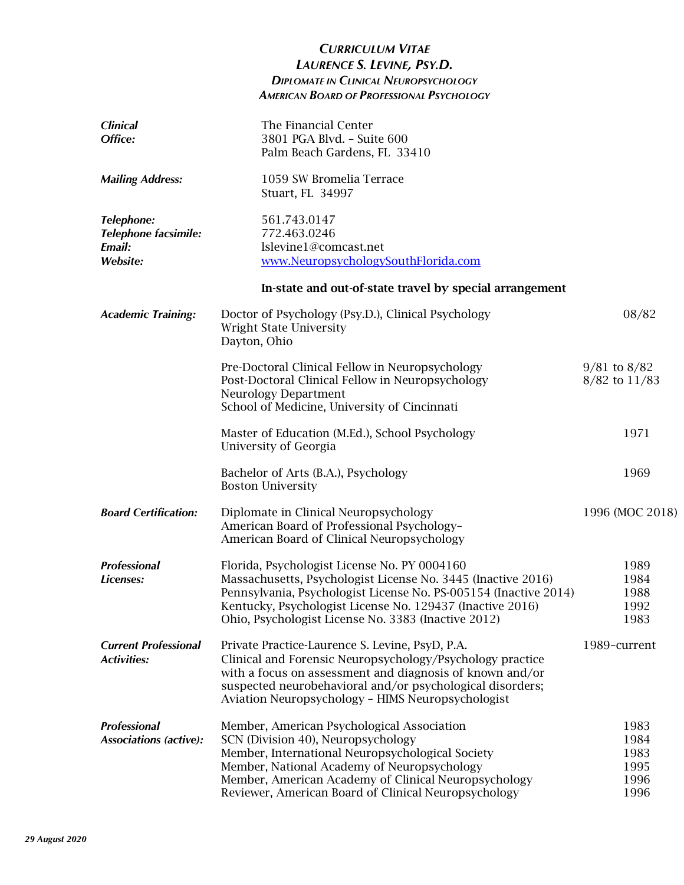# *CURRICULUM VITAE*
# *LAURENCE S. LEVINE, PSY.D.*
### *DIPLOMATE IN CLINICAL NEUROPSYCHOLOGY*
### *AMERICAN BOARD OF PROFESSIONAL PSYCHOLOGY*

***Clinical Office:***
The Financial Center
3801 PGA Blvd. – Suite 600
Palm Beach Gardens, FL 33410

***Mailing Address:***
1059 SW Bromelia Terrace
Stuart, FL 34997

***Telephone:*** 561.743.0147
***Telephone facsimile:*** 772.463.0246
***Email:*** lslevine1@comcast.net
***Website:*** www.NeuropsychologySouthFlorida.com

**In-state and out-of-state travel by special arrangement**

| | | |
|---|---|---|
| ***Academic Training:*** | Doctor of Psychology (Psy.D.), Clinical Psychology<br>Wright State University<br>Dayton, Ohio | 08/82 |
| | Pre-Doctoral Clinical Fellow in Neuropsychology<br>Post-Doctoral Clinical Fellow in Neuropsychology<br>Neurology Department<br>School of Medicine, University of Cincinnati | 9/81 to 8/82<br>8/82 to 11/83 |
| | Master of Education (M.Ed.), School Psychology<br>University of Georgia | 1971 |
| | Bachelor of Arts (B.A.), Psychology<br>Boston University | 1969 |
| ***Board Certification:*** | Diplomate in Clinical Neuropsychology<br>American Board of Professional Psychology–<br>American Board of Clinical Neuropsychology | 1996 (MOC 2018) |
| ***Professional Licenses:*** | Florida, Psychologist License No. PY 0004160<br>Massachusetts, Psychologist License No. 3445 (Inactive 2016)<br>Pennsylvania, Psychologist License No. PS-005154 (Inactive 2014)<br>Kentucky, Psychologist License No. 129437 (Inactive 2016)<br>Ohio, Psychologist License No. 3383 (Inactive 2012) | 1989<br>1984<br>1988<br>1992<br>1983 |
| ***Current Professional Activities:*** | Private Practice-Laurence S. Levine, PsyD, P.A.<br>Clinical and Forensic Neuropsychology/Psychology practice with a focus on assessment and diagnosis of known and/or suspected neurobehavioral and/or psychological disorders; Aviation Neuropsychology – HIMS Neuropsychologist | 1989–current |
| ***Professional Associations (active):*** | Member, American Psychological Association<br>SCN (Division 40), Neuropsychology<br>Member, International Neuropsychological Society<br>Member, National Academy of Neuropsychology<br>Member, American Academy of Clinical Neuropsychology<br>Reviewer, American Board of Clinical Neuropsychology | 1983<br>1984<br>1983<br>1995<br>1996<br>1996 |

*29 August 2020*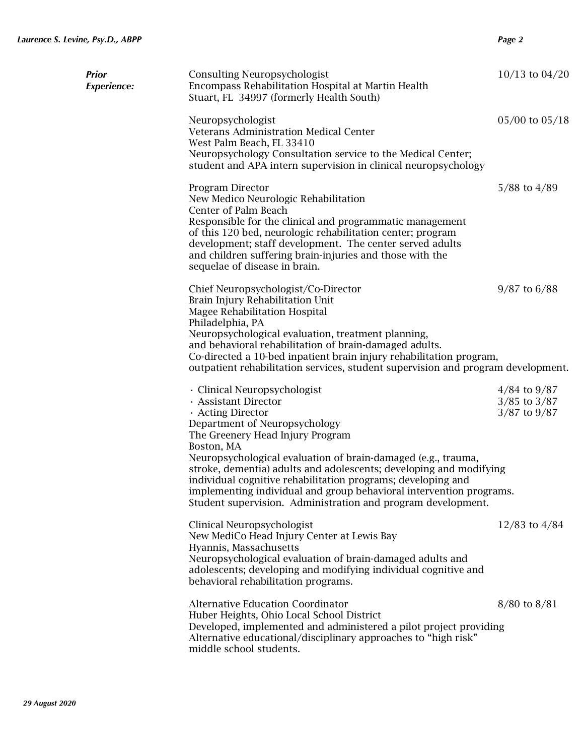***Prior Experience:***

Consulting Neuropsychologist — 10/13 to 04/20
Encompass Rehabilitation Hospital at Martin Health
Stuart, FL 34997 (formerly Health South)

Neuropsychologist — 05/00 to 05/18
Veterans Administration Medical Center
West Palm Beach, FL 33410
Neuropsychology Consultation service to the Medical Center; student and APA intern supervision in clinical neuropsychology

Program Director — 5/88 to 4/89
New Medico Neurologic Rehabilitation
Center of Palm Beach
Responsible for the clinical and programmatic management of this 120 bed, neurologic rehabilitation center; program development; staff development. The center served adults and children suffering brain-injuries and those with the sequelae of disease in brain.

Chief Neuropsychologist/Co-Director — 9/87 to 6/88
Brain Injury Rehabilitation Unit
Magee Rehabilitation Hospital
Philadelphia, PA
Neuropsychological evaluation, treatment planning, and behavioral rehabilitation of brain-damaged adults.
Co-directed a 10-bed inpatient brain injury rehabilitation program, outpatient rehabilitation services, student supervision and program development.

- Clinical Neuropsychologist — 4/84 to 9/87
- Assistant Director — 3/85 to 3/87
- Acting Director — 3/87 to 9/87

Department of Neuropsychology
The Greenery Head Injury Program
Boston, MA
Neuropsychological evaluation of brain-damaged (e.g., trauma, stroke, dementia) adults and adolescents; developing and modifying individual cognitive rehabilitation programs; developing and implementing individual and group behavioral intervention programs. Student supervision. Administration and program development.

Clinical Neuropsychologist — 12/83 to 4/84
New MediCo Head Injury Center at Lewis Bay
Hyannis, Massachusetts
Neuropsychological evaluation of brain-damaged adults and adolescents; developing and modifying individual cognitive and behavioral rehabilitation programs.

Alternative Education Coordinator — 8/80 to 8/81
Huber Heights, Ohio Local School District
Developed, implemented and administered a pilot project providing Alternative educational/disciplinary approaches to "high risk" middle school students.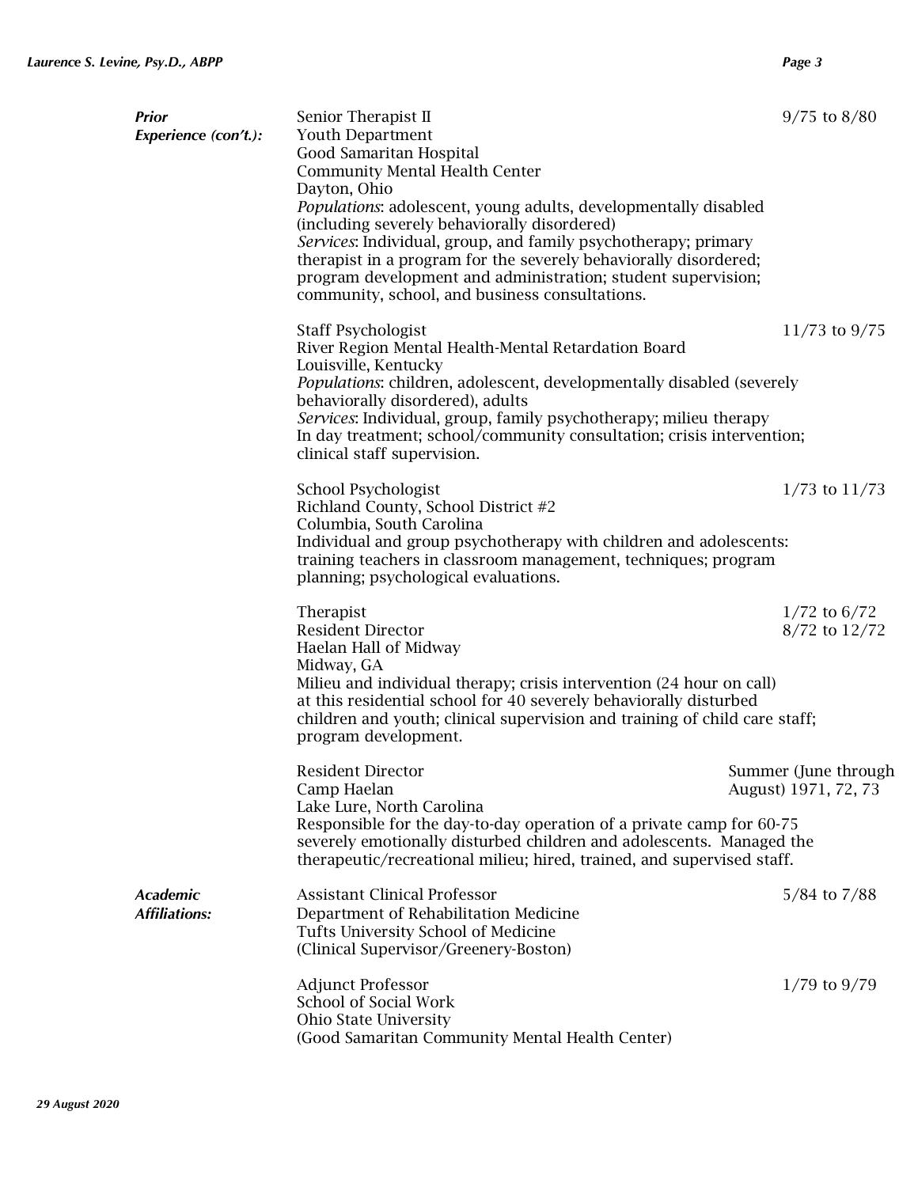***Prior Experience (con't.):***

Senior Therapist II — 9/75 to 8/80
Youth Department
Good Samaritan Hospital
Community Mental Health Center
Dayton, Ohio
*Populations*: adolescent, young adults, developmentally disabled (including severely behaviorally disordered)
*Services*: Individual, group, and family psychotherapy; primary therapist in a program for the severely behaviorally disordered; program development and administration; student supervision; community, school, and business consultations.

Staff Psychologist — 11/73 to 9/75
River Region Mental Health-Mental Retardation Board
Louisville, Kentucky
*Populations*: children, adolescent, developmentally disabled (severely behaviorally disordered), adults
*Services*: Individual, group, family psychotherapy; milieu therapy In day treatment; school/community consultation; crisis intervention; clinical staff supervision.

School Psychologist — 1/73 to 11/73
Richland County, School District #2
Columbia, South Carolina
Individual and group psychotherapy with children and adolescents: training teachers in classroom management, techniques; program planning; psychological evaluations.

Therapist — 1/72 to 6/72
Resident Director — 8/72 to 12/72
Haelan Hall of Midway
Midway, GA
Milieu and individual therapy; crisis intervention (24 hour on call) at this residential school for 40 severely behaviorally disturbed children and youth; clinical supervision and training of child care staff; program development.

Resident Director — Summer (June through August) 1971, 72, 73
Camp Haelan
Lake Lure, North Carolina
Responsible for the day-to-day operation of a private camp for 60-75 severely emotionally disturbed children and adolescents. Managed the therapeutic/recreational milieu; hired, trained, and supervised staff.

***Academic Affiliations:***

Assistant Clinical Professor — 5/84 to 7/88
Department of Rehabilitation Medicine
Tufts University School of Medicine
(Clinical Supervisor/Greenery-Boston)

Adjunct Professor — 1/79 to 9/79
School of Social Work
Ohio State University
(Good Samaritan Community Mental Health Center)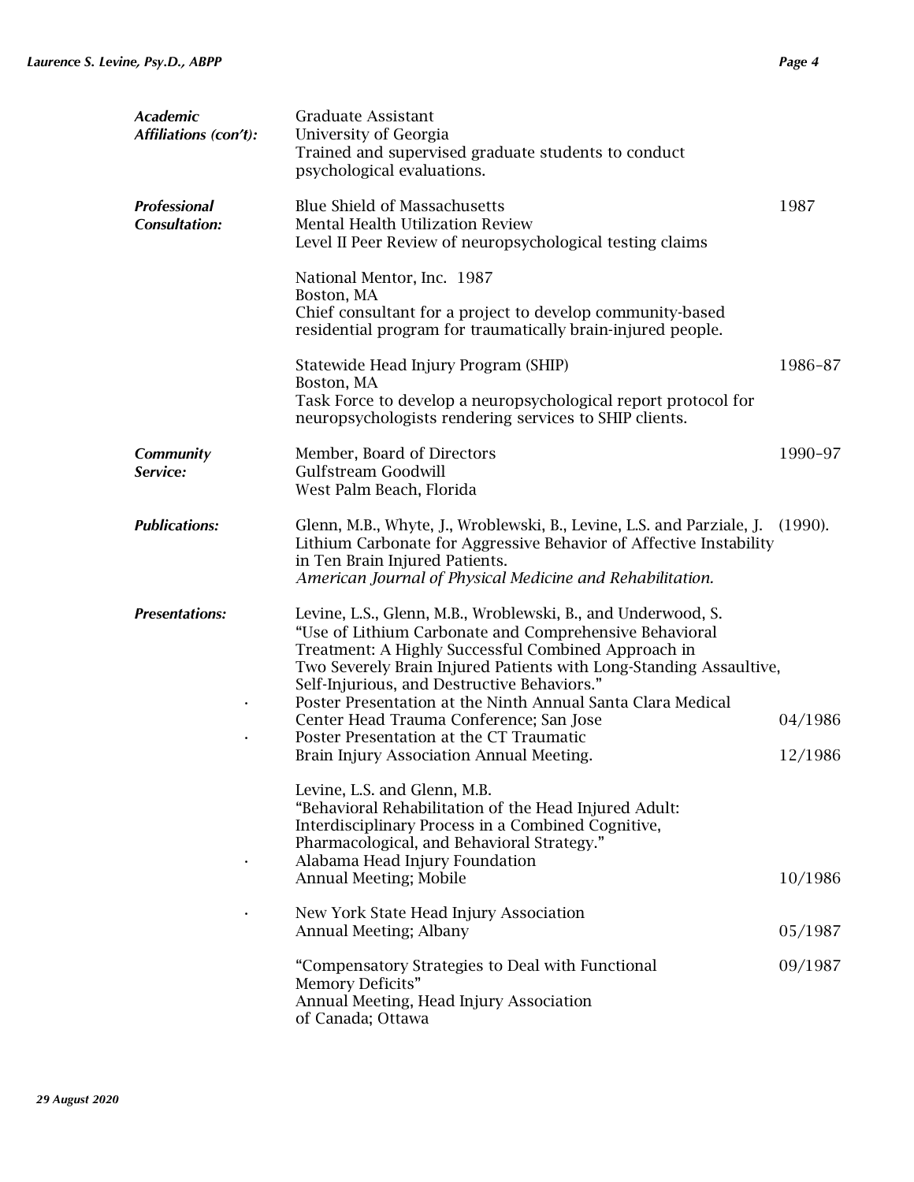***Academic Affiliations (con't):***

Graduate Assistant
University of Georgia
Trained and supervised graduate students to conduct psychological evaluations.

***Professional Consultation:***

Blue Shield of Massachusetts — 1987
Mental Health Utilization Review
Level II Peer Review of neuropsychological testing claims

National Mentor, Inc. 1987
Boston, MA
Chief consultant for a project to develop community-based residential program for traumatically brain-injured people.

Statewide Head Injury Program (SHIP) — 1986–87
Boston, MA
Task Force to develop a neuropsychological report protocol for neuropsychologists rendering services to SHIP clients.

***Community Service:***

Member, Board of Directors — 1990–97
Gulfstream Goodwill
West Palm Beach, Florida

***Publications:***

Glenn, M.B., Whyte, J., Wroblewski, B., Levine, L.S. and Parziale, J. (1990). Lithium Carbonate for Aggressive Behavior of Affective Instability in Ten Brain Injured Patients. *American Journal of Physical Medicine and Rehabilitation.*

***Presentations:***

Levine, L.S., Glenn, M.B., Wroblewski, B., and Underwood, S. "Use of Lithium Carbonate and Comprehensive Behavioral Treatment: A Highly Successful Combined Approach in Two Severely Brain Injured Patients with Long-Standing Assaultive, Self-Injurious, and Destructive Behaviors."

- Poster Presentation at the Ninth Annual Santa Clara Medical Center Head Trauma Conference; San Jose — 04/1986
- Poster Presentation at the CT Traumatic Brain Injury Association Annual Meeting. — 12/1986

Levine, L.S. and Glenn, M.B. "Behavioral Rehabilitation of the Head Injured Adult: Interdisciplinary Process in a Combined Cognitive, Pharmacological, and Behavioral Strategy."

- Alabama Head Injury Foundation Annual Meeting; Mobile — 10/1986
- New York State Head Injury Association Annual Meeting; Albany — 05/1987

"Compensatory Strategies to Deal with Functional Memory Deficits" — 09/1987
Annual Meeting, Head Injury Association of Canada; Ottawa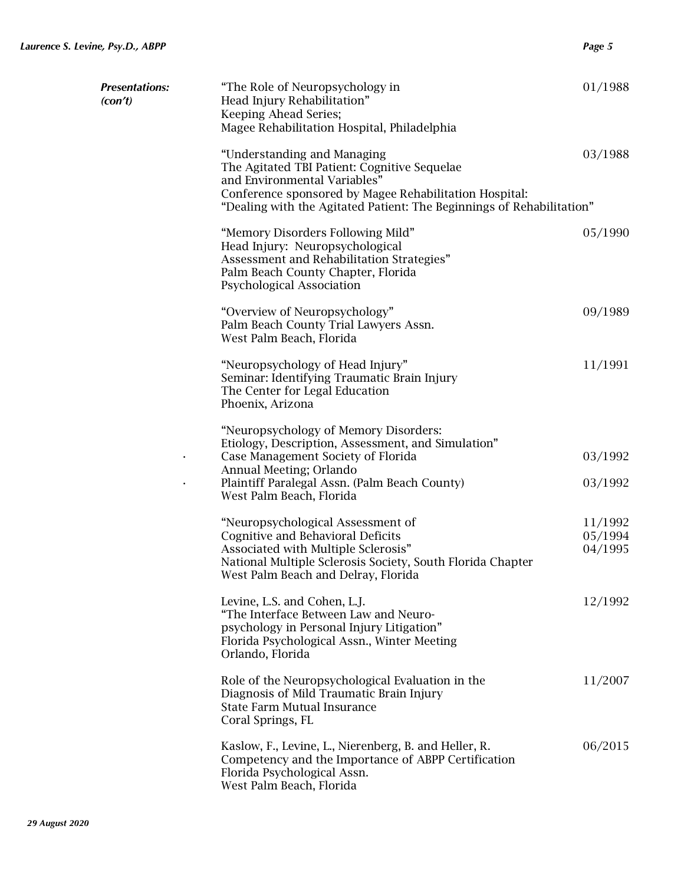***Presentations: (con't)***

"The Role of Neuropsychology in Head Injury Rehabilitation"
Keeping Ahead Series;
Magee Rehabilitation Hospital, Philadelphia — 01/1988

"Understanding and Managing The Agitated TBI Patient: Cognitive Sequelae and Environmental Variables"
Conference sponsored by Magee Rehabilitation Hospital:
"Dealing with the Agitated Patient: The Beginnings of Rehabilitation" — 03/1988

"Memory Disorders Following Mild" Head Injury: Neuropsychological Assessment and Rehabilitation Strategies"
Palm Beach County Chapter, Florida Psychological Association — 05/1990

"Overview of Neuropsychology"
Palm Beach County Trial Lawyers Assn.
West Palm Beach, Florida — 09/1989

"Neuropsychology of Head Injury"
Seminar: Identifying Traumatic Brain Injury
The Center for Legal Education
Phoenix, Arizona — 11/1991

"Neuropsychology of Memory Disorders: Etiology, Description, Assessment, and Simulation"

- Case Management Society of Florida Annual Meeting; Orlando — 03/1992
- Plaintiff Paralegal Assn. (Palm Beach County) West Palm Beach, Florida — 03/1992

"Neuropsychological Assessment of Cognitive and Behavioral Deficits Associated with Multiple Sclerosis"
National Multiple Sclerosis Society, South Florida Chapter
West Palm Beach and Delray, Florida — 11/1992, 05/1994, 04/1995

Levine, L.S. and Cohen, L.J.
"The Interface Between Law and Neuro-psychology in Personal Injury Litigation"
Florida Psychological Assn., Winter Meeting
Orlando, Florida — 12/1992

Role of the Neuropsychological Evaluation in the Diagnosis of Mild Traumatic Brain Injury
State Farm Mutual Insurance
Coral Springs, FL — 11/2007

Kaslow, F., Levine, L., Nierenberg, B. and Heller, R.
Competency and the Importance of ABPP Certification
Florida Psychological Assn.
West Palm Beach, Florida — 06/2015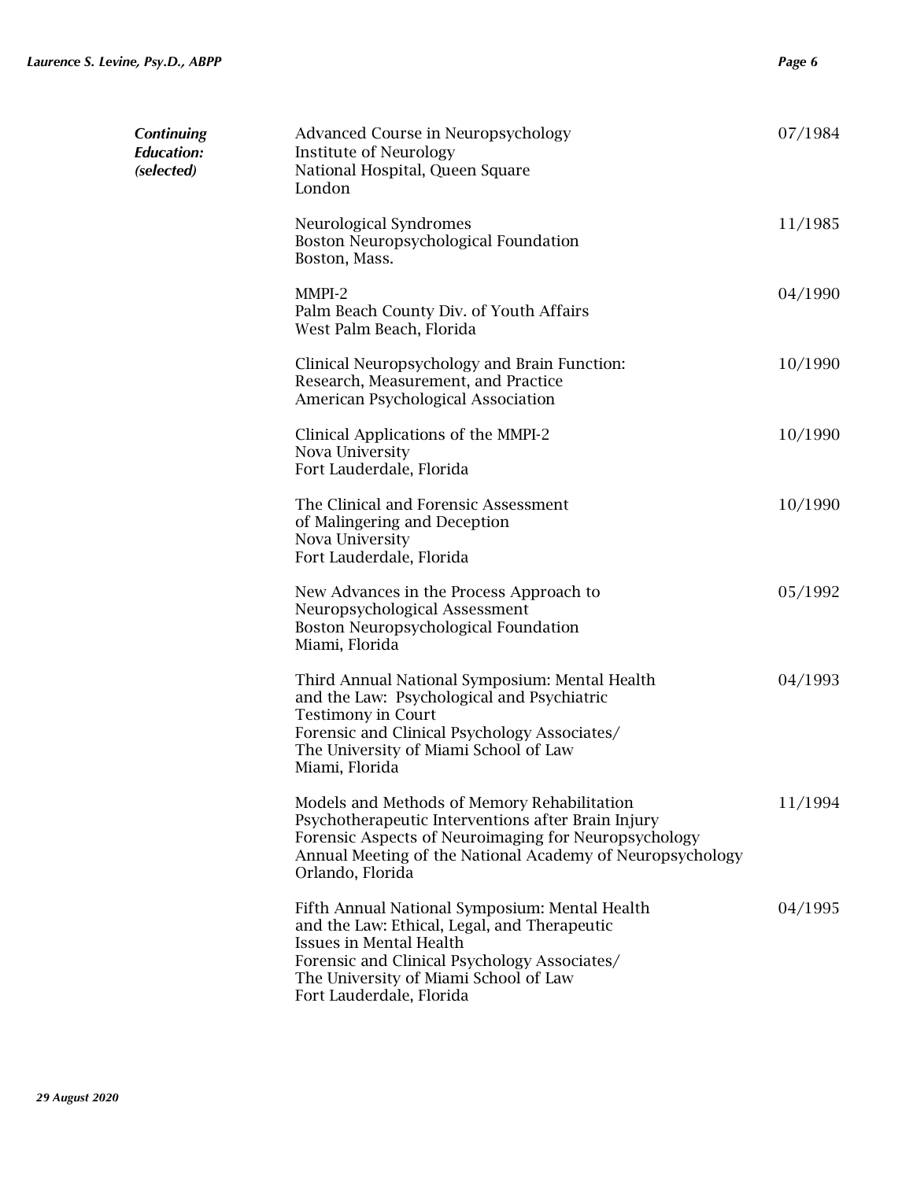***Continuing Education: (selected)***

| | |
|---|---|
| Advanced Course in Neuropsychology<br>Institute of Neurology<br>National Hospital, Queen Square<br>London | 07/1984 |
| Neurological Syndromes<br>Boston Neuropsychological Foundation<br>Boston, Mass. | 11/1985 |
| MMPI-2<br>Palm Beach County Div. of Youth Affairs<br>West Palm Beach, Florida | 04/1990 |
| Clinical Neuropsychology and Brain Function:<br>Research, Measurement, and Practice<br>American Psychological Association | 10/1990 |
| Clinical Applications of the MMPI-2<br>Nova University<br>Fort Lauderdale, Florida | 10/1990 |
| The Clinical and Forensic Assessment<br>of Malingering and Deception<br>Nova University<br>Fort Lauderdale, Florida | 10/1990 |
| New Advances in the Process Approach to<br>Neuropsychological Assessment<br>Boston Neuropsychological Foundation<br>Miami, Florida | 05/1992 |
| Third Annual National Symposium: Mental Health<br>and the Law: Psychological and Psychiatric<br>Testimony in Court<br>Forensic and Clinical Psychology Associates/<br>The University of Miami School of Law<br>Miami, Florida | 04/1993 |
| Models and Methods of Memory Rehabilitation<br>Psychotherapeutic Interventions after Brain Injury<br>Forensic Aspects of Neuroimaging for Neuropsychology<br>Annual Meeting of the National Academy of Neuropsychology<br>Orlando, Florida | 11/1994 |
| Fifth Annual National Symposium: Mental Health<br>and the Law: Ethical, Legal, and Therapeutic<br>Issues in Mental Health<br>Forensic and Clinical Psychology Associates/<br>The University of Miami School of Law<br>Fort Lauderdale, Florida | 04/1995 |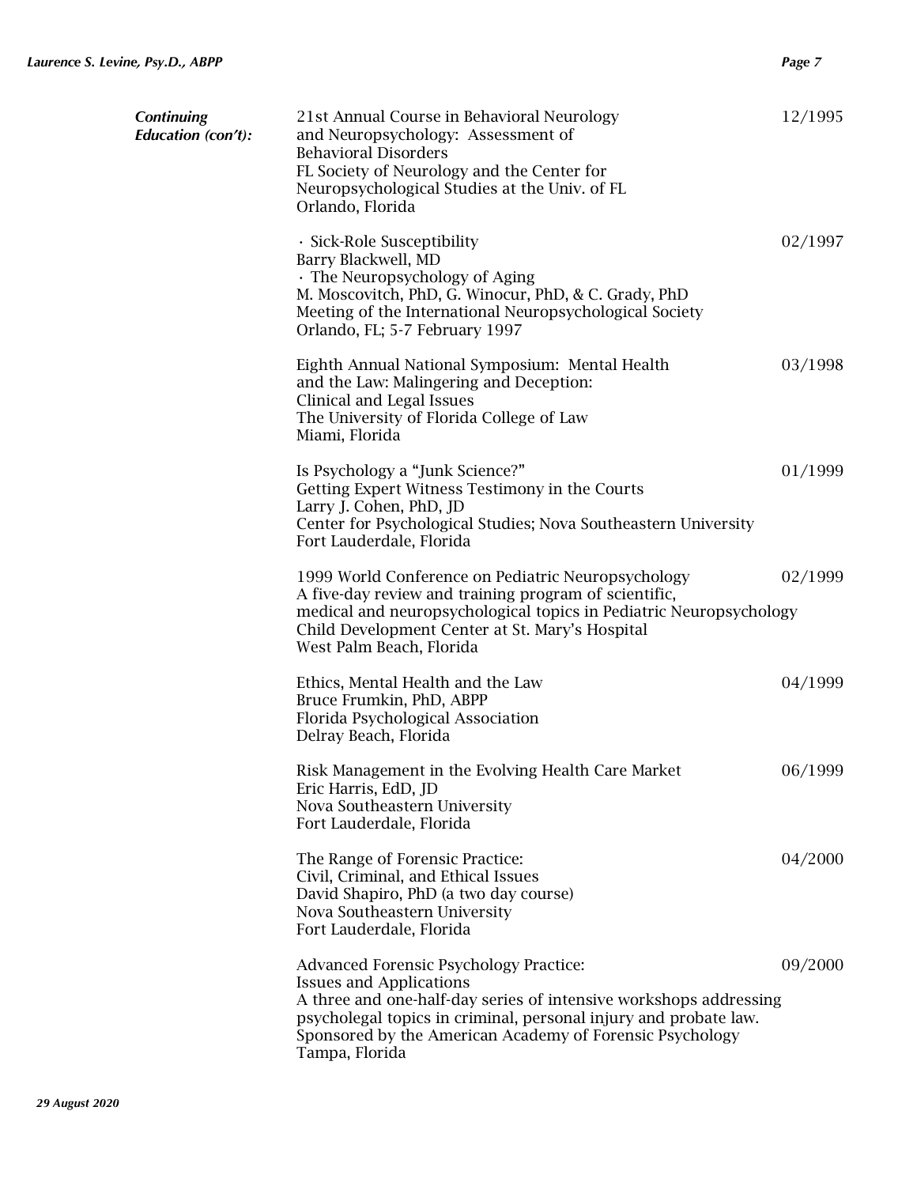***Continuing Education (con't):***

21st Annual Course in Behavioral Neurology and Neuropsychology: Assessment of Behavioral Disorders
FL Society of Neurology and the Center for Neuropsychological Studies at the Univ. of FL
Orlando, Florida — 12/1995

· Sick-Role Susceptibility
Barry Blackwell, MD
· The Neuropsychology of Aging
M. Moscovitch, PhD, G. Winocur, PhD, & C. Grady, PhD
Meeting of the International Neuropsychological Society
Orlando, FL; 5-7 February 1997 — 02/1997

Eighth Annual National Symposium: Mental Health and the Law: Malingering and Deception: Clinical and Legal Issues
The University of Florida College of Law
Miami, Florida — 03/1998

Is Psychology a "Junk Science?"
Getting Expert Witness Testimony in the Courts
Larry J. Cohen, PhD, JD
Center for Psychological Studies; Nova Southeastern University
Fort Lauderdale, Florida — 01/1999

1999 World Conference on Pediatric Neuropsychology
A five-day review and training program of scientific, medical and neuropsychological topics in Pediatric Neuropsychology
Child Development Center at St. Mary's Hospital
West Palm Beach, Florida — 02/1999

Ethics, Mental Health and the Law
Bruce Frumkin, PhD, ABPP
Florida Psychological Association
Delray Beach, Florida — 04/1999

Risk Management in the Evolving Health Care Market
Eric Harris, EdD, JD
Nova Southeastern University
Fort Lauderdale, Florida — 06/1999

The Range of Forensic Practice: Civil, Criminal, and Ethical Issues
David Shapiro, PhD (a two day course)
Nova Southeastern University
Fort Lauderdale, Florida — 04/2000

Advanced Forensic Psychology Practice: Issues and Applications
A three and one-half-day series of intensive workshops addressing psycholegal topics in criminal, personal injury and probate law.
Sponsored by the American Academy of Forensic Psychology
Tampa, Florida — 09/2000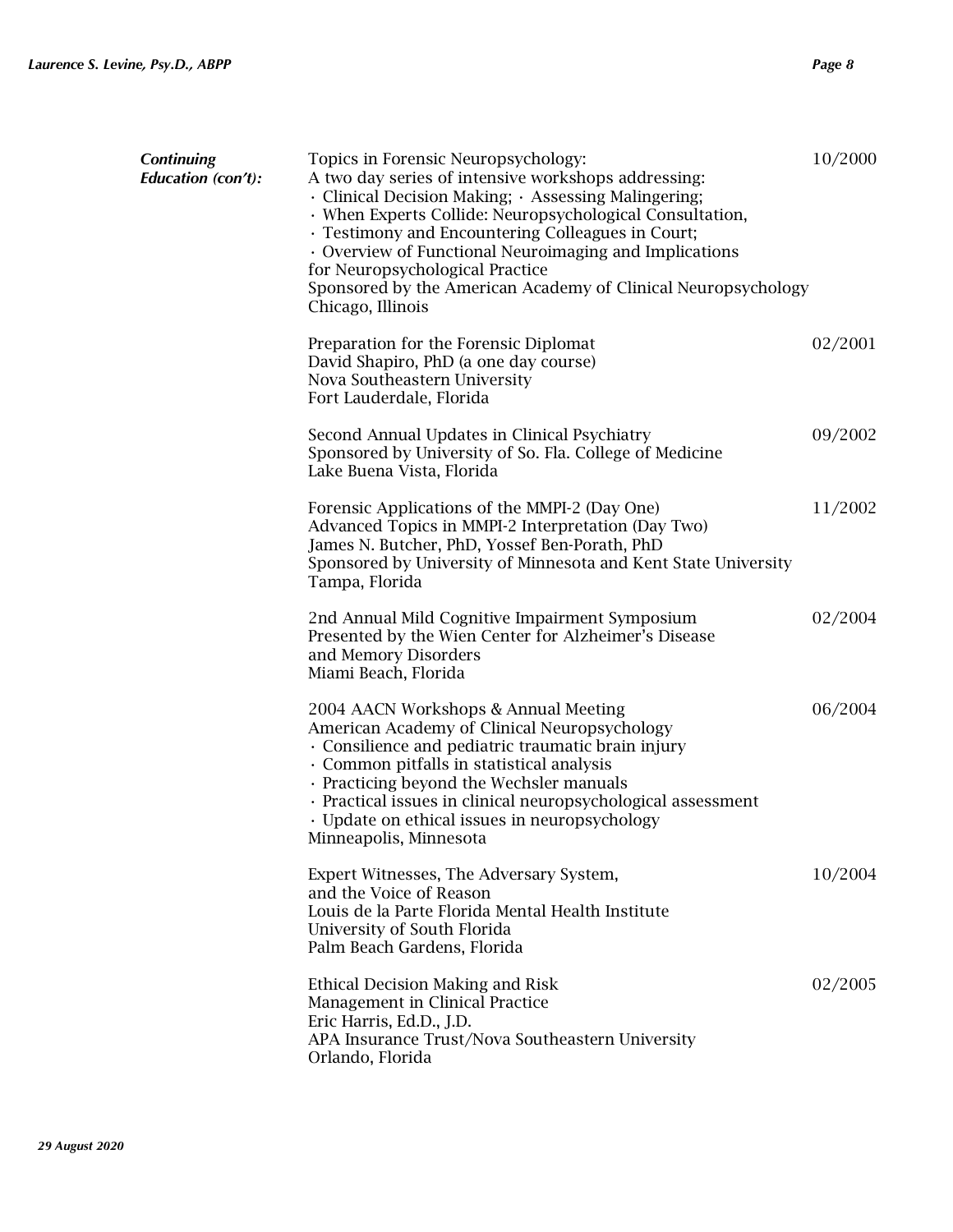***Continuing Education (con't):***

Topics in Forensic Neuropsychology: — 10/2000
A two day series of intensive workshops addressing:
· Clinical Decision Making; · Assessing Malingering;
· When Experts Collide: Neuropsychological Consultation,
· Testimony and Encountering Colleagues in Court;
· Overview of Functional Neuroimaging and Implications for Neuropsychological Practice
Sponsored by the American Academy of Clinical Neuropsychology
Chicago, Illinois

Preparation for the Forensic Diplomat — 02/2001
David Shapiro, PhD (a one day course)
Nova Southeastern University
Fort Lauderdale, Florida

Second Annual Updates in Clinical Psychiatry — 09/2002
Sponsored by University of So. Fla. College of Medicine
Lake Buena Vista, Florida

Forensic Applications of the MMPI-2 (Day One) — 11/2002
Advanced Topics in MMPI-2 Interpretation (Day Two)
James N. Butcher, PhD, Yossef Ben-Porath, PhD
Sponsored by University of Minnesota and Kent State University
Tampa, Florida

2nd Annual Mild Cognitive Impairment Symposium — 02/2004
Presented by the Wien Center for Alzheimer's Disease and Memory Disorders
Miami Beach, Florida

2004 AACN Workshops & Annual Meeting — 06/2004
American Academy of Clinical Neuropsychology
· Consilience and pediatric traumatic brain injury
· Common pitfalls in statistical analysis
· Practicing beyond the Wechsler manuals
· Practical issues in clinical neuropsychological assessment
· Update on ethical issues in neuropsychology
Minneapolis, Minnesota

Expert Witnesses, The Adversary System, and the Voice of Reason — 10/2004
Louis de la Parte Florida Mental Health Institute
University of South Florida
Palm Beach Gardens, Florida

Ethical Decision Making and Risk Management in Clinical Practice — 02/2005
Eric Harris, Ed.D., J.D.
APA Insurance Trust/Nova Southeastern University
Orlando, Florida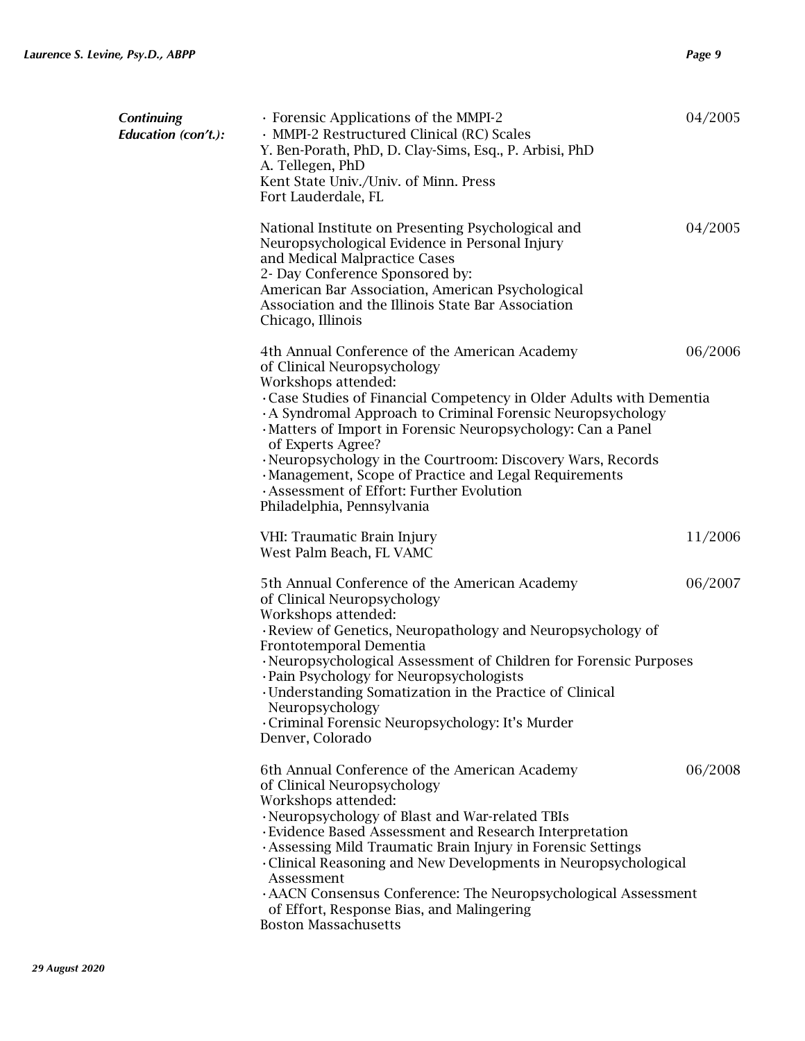***Continuing Education (con't.):***

- Forensic Applications of the MMPI-2
- MMPI-2 Restructured Clinical (RC) Scales

Y. Ben-Porath, PhD, D. Clay-Sims, Esq., P. Arbisi, PhD
A. Tellegen, PhD
Kent State Univ./Univ. of Minn. Press
Fort Lauderdale, FL — 04/2005

National Institute on Presenting Psychological and Neuropsychological Evidence in Personal Injury and Medical Malpractice Cases
2- Day Conference Sponsored by:
American Bar Association, American Psychological Association and the Illinois State Bar Association
Chicago, Illinois — 04/2005

4th Annual Conference of the American Academy of Clinical Neuropsychology — 06/2006
Workshops attended:

- Case Studies of Financial Competency in Older Adults with Dementia
- A Syndromal Approach to Criminal Forensic Neuropsychology
- Matters of Import in Forensic Neuropsychology: Can a Panel of Experts Agree?
- Neuropsychology in the Courtroom: Discovery Wars, Records
- Management, Scope of Practice and Legal Requirements
- Assessment of Effort: Further Evolution

Philadelphia, Pennsylvania

VHI: Traumatic Brain Injury
West Palm Beach, FL VAMC — 11/2006

5th Annual Conference of the American Academy of Clinical Neuropsychology — 06/2007
Workshops attended:

- Review of Genetics, Neuropathology and Neuropsychology of Frontotemporal Dementia
- Neuropsychological Assessment of Children for Forensic Purposes
- Pain Psychology for Neuropsychologists
- Understanding Somatization in the Practice of Clinical Neuropsychology
- Criminal Forensic Neuropsychology: It's Murder

Denver, Colorado

6th Annual Conference of the American Academy of Clinical Neuropsychology — 06/2008
Workshops attended:

- Neuropsychology of Blast and War-related TBIs
- Evidence Based Assessment and Research Interpretation
- Assessing Mild Traumatic Brain Injury in Forensic Settings
- Clinical Reasoning and New Developments in Neuropsychological Assessment
- AACN Consensus Conference: The Neuropsychological Assessment of Effort, Response Bias, and Malingering

Boston Massachusetts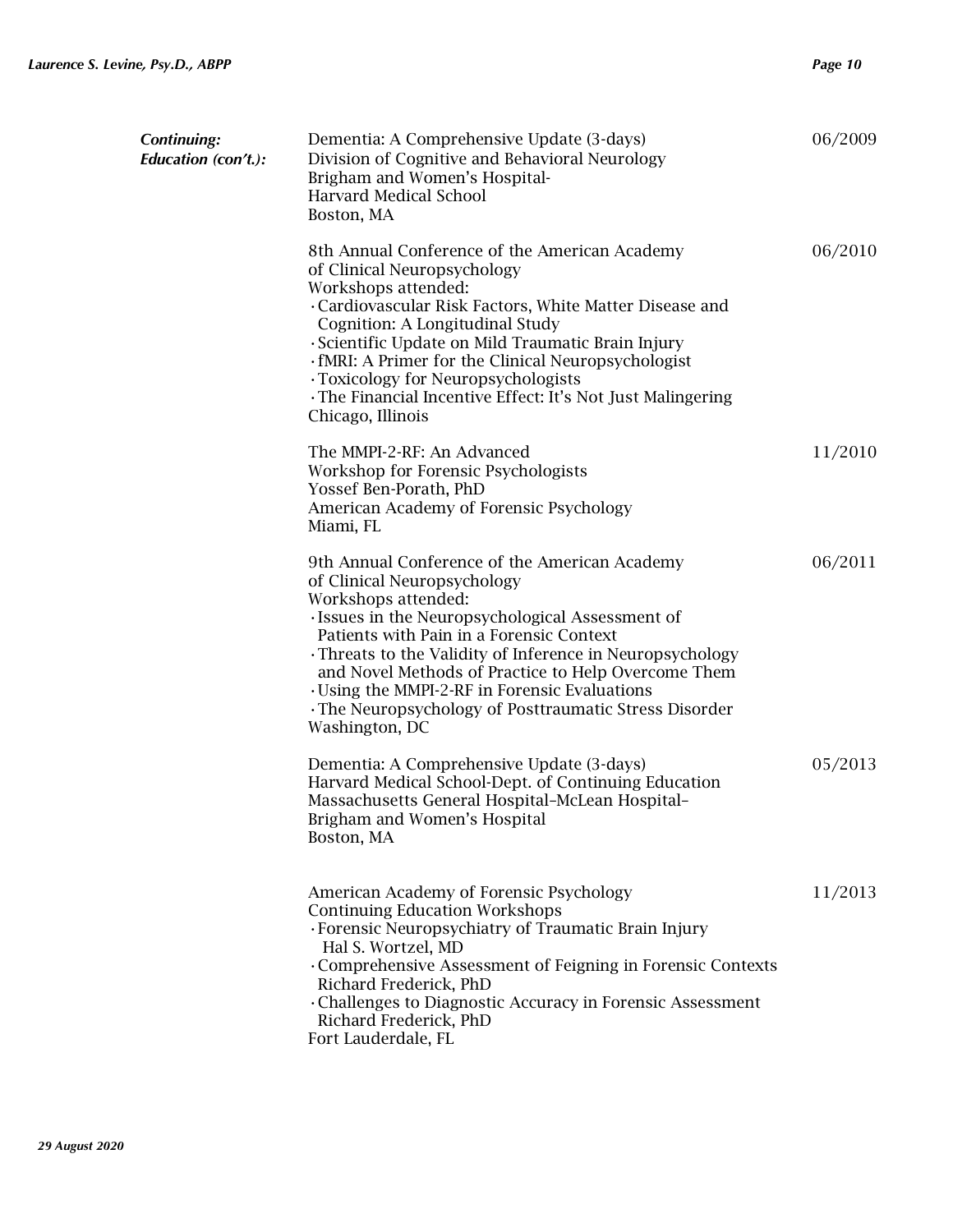***Continuing: Education (con't.):***

Dementia: A Comprehensive Update (3-days)
Division of Cognitive and Behavioral Neurology
Brigham and Women's Hospital-
Harvard Medical School
Boston, MA
06/2009

8th Annual Conference of the American Academy of Clinical Neuropsychology
Workshops attended:
- Cardiovascular Risk Factors, White Matter Disease and Cognition: A Longitudinal Study
- Scientific Update on Mild Traumatic Brain Injury
- fMRI: A Primer for the Clinical Neuropsychologist
- Toxicology for Neuropsychologists
- The Financial Incentive Effect: It's Not Just Malingering

Chicago, Illinois
06/2010

The MMPI-2-RF: An Advanced
Workshop for Forensic Psychologists
Yossef Ben-Porath, PhD
American Academy of Forensic Psychology
Miami, FL
11/2010

9th Annual Conference of the American Academy of Clinical Neuropsychology
Workshops attended:
- Issues in the Neuropsychological Assessment of Patients with Pain in a Forensic Context
- Threats to the Validity of Inference in Neuropsychology and Novel Methods of Practice to Help Overcome Them
- Using the MMPI-2-RF in Forensic Evaluations
- The Neuropsychology of Posttraumatic Stress Disorder

Washington, DC
06/2011

Dementia: A Comprehensive Update (3-days)
Harvard Medical School-Dept. of Continuing Education
Massachusetts General Hospital–McLean Hospital–
Brigham and Women's Hospital
Boston, MA
05/2013

American Academy of Forensic Psychology
Continuing Education Workshops
- Forensic Neuropsychiatry of Traumatic Brain Injury
  Hal S. Wortzel, MD
- Comprehensive Assessment of Feigning in Forensic Contexts
  Richard Frederick, PhD
- Challenges to Diagnostic Accuracy in Forensic Assessment
  Richard Frederick, PhD

Fort Lauderdale, FL
11/2013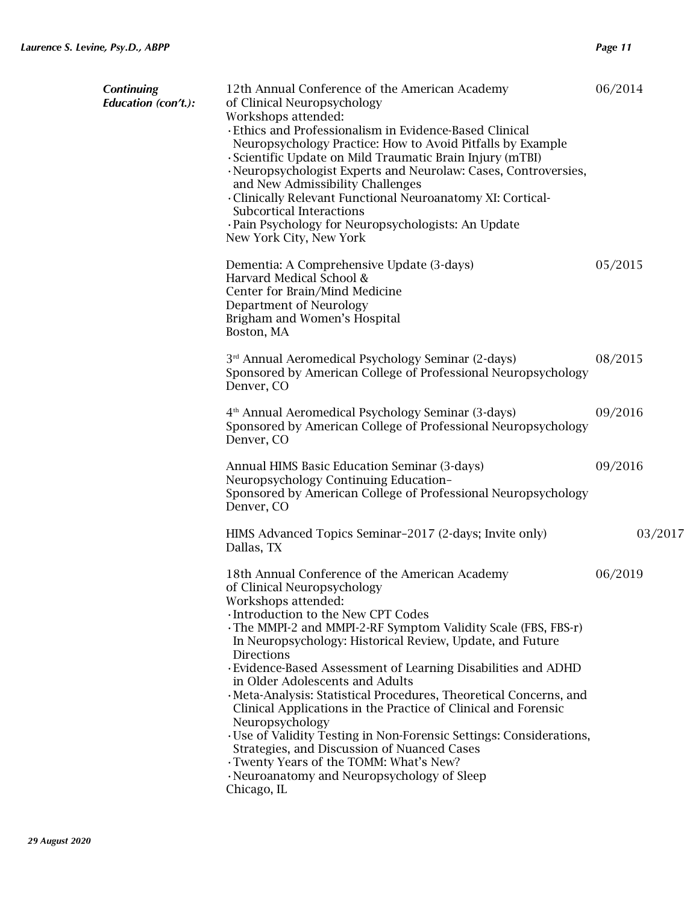***Continuing Education (con't.):***

12th Annual Conference of the American Academy of Clinical Neuropsychology — 06/2014
Workshops attended:
- Ethics and Professionalism in Evidence-Based Clinical Neuropsychology Practice: How to Avoid Pitfalls by Example
- Scientific Update on Mild Traumatic Brain Injury (mTBI)
- Neuropsychologist Experts and Neurolaw: Cases, Controversies, and New Admissibility Challenges
- Clinically Relevant Functional Neuroanatomy XI: Cortical-Subcortical Interactions
- Pain Psychology for Neuropsychologists: An Update

New York City, New York

Dementia: A Comprehensive Update (3-days) — 05/2015
Harvard Medical School &
Center for Brain/Mind Medicine
Department of Neurology
Brigham and Women's Hospital
Boston, MA

3rd Annual Aeromedical Psychology Seminar (2-days) — 08/2015
Sponsored by American College of Professional Neuropsychology
Denver, CO

4th Annual Aeromedical Psychology Seminar (3-days) — 09/2016
Sponsored by American College of Professional Neuropsychology
Denver, CO

Annual HIMS Basic Education Seminar (3-days) — 09/2016
Neuropsychology Continuing Education–
Sponsored by American College of Professional Neuropsychology
Denver, CO

HIMS Advanced Topics Seminar–2017 (2-days; Invite only) — 03/2017
Dallas, TX

18th Annual Conference of the American Academy of Clinical Neuropsychology — 06/2019
Workshops attended:
- Introduction to the New CPT Codes
- The MMPI-2 and MMPI-2-RF Symptom Validity Scale (FBS, FBS-r) In Neuropsychology: Historical Review, Update, and Future Directions
- Evidence-Based Assessment of Learning Disabilities and ADHD in Older Adolescents and Adults
- Meta-Analysis: Statistical Procedures, Theoretical Concerns, and Clinical Applications in the Practice of Clinical and Forensic Neuropsychology
- Use of Validity Testing in Non-Forensic Settings: Considerations, Strategies, and Discussion of Nuanced Cases
- Twenty Years of the TOMM: What's New?
- Neuroanatomy and Neuropsychology of Sleep

Chicago, IL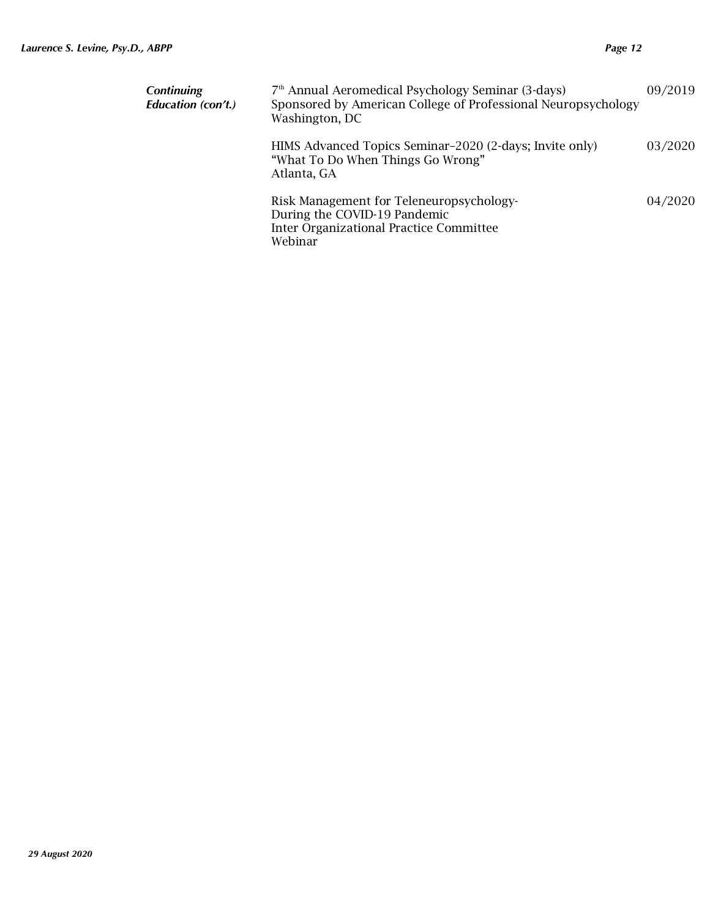***Continuing Education (con't.)***

7th Annual Aeromedical Psychology Seminar (3-days)
Sponsored by American College of Professional Neuropsychology
Washington, DC
09/2019

HIMS Advanced Topics Seminar–2020 (2-days; Invite only)
"What To Do When Things Go Wrong"
Atlanta, GA
03/2020

Risk Management for Teleneuropsychology-
During the COVID-19 Pandemic
Inter Organizational Practice Committee
Webinar
04/2020

*29 August 2020*